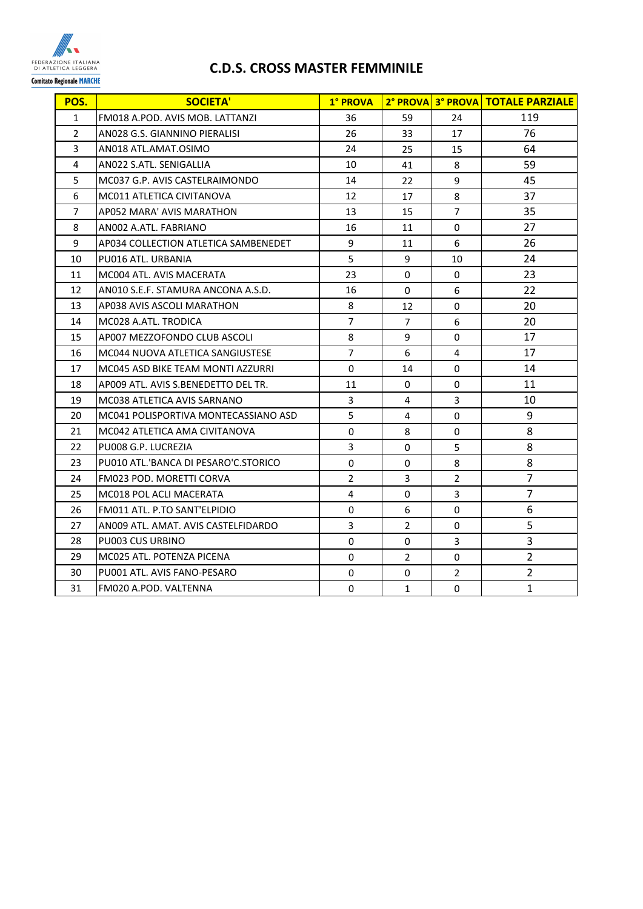FEDERAZIONE ITALIANA DI ATLETICA LEGGERA

Comitato Regionale MARCHE

# C.D.S. CROSS MASTER FEMMINILE

| POS. | SOCIETA' | 1° PROVA | 2° PROVA | 3° PROVA | TOTALE PARZIALE |
|---|---|---|---|---|---|
| 1 | FM018 A.POD. AVIS MOB. LATTANZI | 36 | 59 | 24 | 119 |
| 2 | AN028 G.S. GIANNINO PIERALISI | 26 | 33 | 17 | 76 |
| 3 | AN018 ATL.AMAT.OSIMO | 24 | 25 | 15 | 64 |
| 4 | AN022 S.ATL. SENIGALLIA | 10 | 41 | 8 | 59 |
| 5 | MC037 G.P. AVIS CASTELRAIMONDO | 14 | 22 | 9 | 45 |
| 6 | MC011 ATLETICA CIVITANOVA | 12 | 17 | 8 | 37 |
| 7 | AP052 MARA' AVIS MARATHON | 13 | 15 | 7 | 35 |
| 8 | AN002 A.ATL. FABRIANO | 16 | 11 | 0 | 27 |
| 9 | AP034 COLLECTION ATLETICA SAMBENEDET | 9 | 11 | 6 | 26 |
| 10 | PU016 ATL. URBANIA | 5 | 9 | 10 | 24 |
| 11 | MC004 ATL. AVIS MACERATA | 23 | 0 | 0 | 23 |
| 12 | AN010 S.E.F. STAMURA ANCONA A.S.D. | 16 | 0 | 6 | 22 |
| 13 | AP038 AVIS ASCOLI MARATHON | 8 | 12 | 0 | 20 |
| 14 | MC028 A.ATL. TRODICA | 7 | 7 | 6 | 20 |
| 15 | AP007 MEZZOFONDO CLUB ASCOLI | 8 | 9 | 0 | 17 |
| 16 | MC044 NUOVA ATLETICA SANGIUSTESE | 7 | 6 | 4 | 17 |
| 17 | MC045 ASD BIKE TEAM MONTI AZZURRI | 0 | 14 | 0 | 14 |
| 18 | AP009 ATL. AVIS S.BENEDETTO DEL TR. | 11 | 0 | 0 | 11 |
| 19 | MC038 ATLETICA AVIS SARNANO | 3 | 4 | 3 | 10 |
| 20 | MC041 POLISPORTIVA MONTECASSIANO ASD | 5 | 4 | 0 | 9 |
| 21 | MC042 ATLETICA AMA CIVITANOVA | 0 | 8 | 0 | 8 |
| 22 | PU008 G.P. LUCREZIA | 3 | 0 | 5 | 8 |
| 23 | PU010 ATL.'BANCA DI PESARO'C.STORICO | 0 | 0 | 8 | 8 |
| 24 | FM023 POD. MORETTI CORVA | 2 | 3 | 2 | 7 |
| 25 | MC018 POL ACLI MACERATA | 4 | 0 | 3 | 7 |
| 26 | FM011 ATL. P.TO SANT'ELPIDIO | 0 | 6 | 0 | 6 |
| 27 | AN009 ATL. AMAT. AVIS CASTELFIDARDO | 3 | 2 | 0 | 5 |
| 28 | PU003 CUS URBINO | 0 | 0 | 3 | 3 |
| 29 | MC025 ATL. POTENZA PICENA | 0 | 2 | 0 | 2 |
| 30 | PU001 ATL. AVIS FANO-PESARO | 0 | 0 | 2 | 2 |
| 31 | FM020 A.POD. VALTENNA | 0 | 1 | 0 | 1 |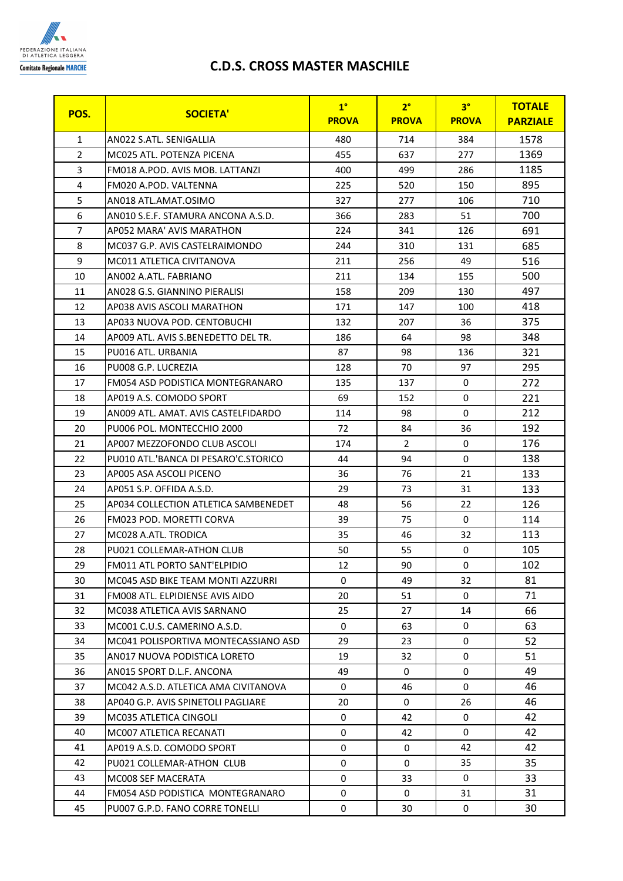FEDERAZIONE ITALIANA DI ATLETICA LEGGERA

Comitato Regionale MARCHE

# C.D.S. CROSS MASTER MASCHILE

| POS. | SOCIETA' | 1° PROVA | 2° PROVA | 3° PROVA | TOTALE PARZIALE |
|---|---|---|---|---|---|
| 1 | AN022 S.ATL. SENIGALLIA | 480 | 714 | 384 | 1578 |
| 2 | MC025 ATL. POTENZA PICENA | 455 | 637 | 277 | 1369 |
| 3 | FM018 A.POD. AVIS MOB. LATTANZI | 400 | 499 | 286 | 1185 |
| 4 | FM020 A.POD. VALTENNA | 225 | 520 | 150 | 895 |
| 5 | AN018 ATL.AMAT.OSIMO | 327 | 277 | 106 | 710 |
| 6 | AN010 S.E.F. STAMURA ANCONA A.S.D. | 366 | 283 | 51 | 700 |
| 7 | AP052 MARA' AVIS MARATHON | 224 | 341 | 126 | 691 |
| 8 | MC037 G.P. AVIS CASTELRAIMONDO | 244 | 310 | 131 | 685 |
| 9 | MC011 ATLETICA CIVITANOVA | 211 | 256 | 49 | 516 |
| 10 | AN002 A.ATL. FABRIANO | 211 | 134 | 155 | 500 |
| 11 | AN028 G.S. GIANNINO PIERALISI | 158 | 209 | 130 | 497 |
| 12 | AP038 AVIS ASCOLI MARATHON | 171 | 147 | 100 | 418 |
| 13 | AP033 NUOVA POD. CENTOBUCHI | 132 | 207 | 36 | 375 |
| 14 | AP009 ATL. AVIS S.BENEDETTO DEL TR. | 186 | 64 | 98 | 348 |
| 15 | PU016 ATL. URBANIA | 87 | 98 | 136 | 321 |
| 16 | PU008 G.P. LUCREZIA | 128 | 70 | 97 | 295 |
| 17 | FM054 ASD PODISTICA MONTEGRANARO | 135 | 137 | 0 | 272 |
| 18 | AP019 A.S. COMODO SPORT | 69 | 152 | 0 | 221 |
| 19 | AN009 ATL. AMAT. AVIS CASTELFIDARDO | 114 | 98 | 0 | 212 |
| 20 | PU006 POL. MONTECCHIO 2000 | 72 | 84 | 36 | 192 |
| 21 | AP007 MEZZOFONDO CLUB ASCOLI | 174 | 2 | 0 | 176 |
| 22 | PU010 ATL.'BANCA DI PESARO'C.STORICO | 44 | 94 | 0 | 138 |
| 23 | AP005 ASA ASCOLI PICENO | 36 | 76 | 21 | 133 |
| 24 | AP051 S.P. OFFIDA A.S.D. | 29 | 73 | 31 | 133 |
| 25 | AP034 COLLECTION ATLETICA SAMBENEDET | 48 | 56 | 22 | 126 |
| 26 | FM023 POD. MORETTI CORVA | 39 | 75 | 0 | 114 |
| 27 | MC028 A.ATL. TRODICA | 35 | 46 | 32 | 113 |
| 28 | PU021 COLLEMAR-ATHON CLUB | 50 | 55 | 0 | 105 |
| 29 | FM011 ATL PORTO SANT'ELPIDIO | 12 | 90 | 0 | 102 |
| 30 | MC045 ASD BIKE TEAM MONTI AZZURRI | 0 | 49 | 32 | 81 |
| 31 | FM008 ATL. ELPIDIENSE AVIS AIDO | 20 | 51 | 0 | 71 |
| 32 | MC038 ATLETICA AVIS SARNANO | 25 | 27 | 14 | 66 |
| 33 | MC001 C.U.S. CAMERINO A.S.D. | 0 | 63 | 0 | 63 |
| 34 | MC041 POLISPORTIVA MONTECASSIANO ASD | 29 | 23 | 0 | 52 |
| 35 | AN017 NUOVA PODISTICA LORETO | 19 | 32 | 0 | 51 |
| 36 | AN015 SPORT D.L.F. ANCONA | 49 | 0 | 0 | 49 |
| 37 | MC042 A.S.D. ATLETICA AMA CIVITANOVA | 0 | 46 | 0 | 46 |
| 38 | AP040 G.P. AVIS SPINETOLI PAGLIARE | 20 | 0 | 26 | 46 |
| 39 | MC035 ATLETICA CINGOLI | 0 | 42 | 0 | 42 |
| 40 | MC007 ATLETICA RECANATI | 0 | 42 | 0 | 42 |
| 41 | AP019 A.S.D. COMODO SPORT | 0 | 0 | 42 | 42 |
| 42 | PU021 COLLEMAR-ATHON CLUB | 0 | 0 | 35 | 35 |
| 43 | MC008 SEF MACERATA | 0 | 33 | 0 | 33 |
| 44 | FM054 ASD PODISTICA MONTEGRANARO | 0 | 0 | 31 | 31 |
| 45 | PU007 G.P.D. FANO CORRE TONELLI | 0 | 30 | 0 | 30 |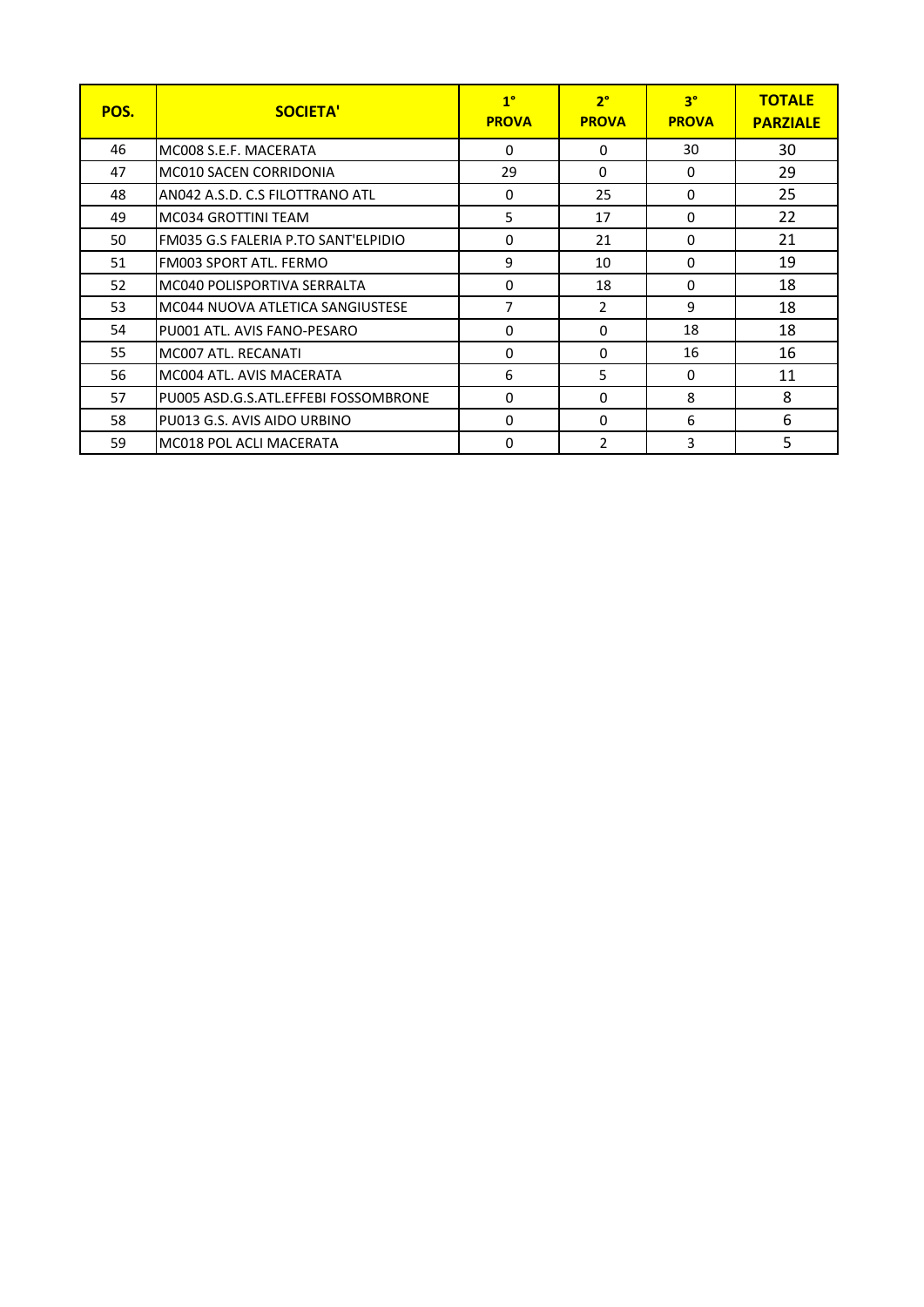| POS. | SOCIETA' | 1° PROVA | 2° PROVA | 3° PROVA | TOTALE PARZIALE |
|---|---|---|---|---|---|
| 46 | MC008 S.E.F. MACERATA | 0 | 0 | 30 | 30 |
| 47 | MC010 SACEN CORRIDONIA | 29 | 0 | 0 | 29 |
| 48 | AN042 A.S.D. C.S FILOTTRANO ATL | 0 | 25 | 0 | 25 |
| 49 | MC034 GROTTINI TEAM | 5 | 17 | 0 | 22 |
| 50 | FM035 G.S FALERIA P.TO SANT'ELPIDIO | 0 | 21 | 0 | 21 |
| 51 | FM003 SPORT ATL. FERMO | 9 | 10 | 0 | 19 |
| 52 | MC040 POLISPORTIVA SERRALTA | 0 | 18 | 0 | 18 |
| 53 | MC044 NUOVA ATLETICA SANGIUSTESE | 7 | 2 | 9 | 18 |
| 54 | PU001 ATL. AVIS FANO-PESARO | 0 | 0 | 18 | 18 |
| 55 | MC007 ATL. RECANATI | 0 | 0 | 16 | 16 |
| 56 | MC004 ATL. AVIS MACERATA | 6 | 5 | 0 | 11 |
| 57 | PU005 ASD.G.S.ATL.EFFEBI FOSSOMBRONE | 0 | 0 | 8 | 8 |
| 58 | PU013 G.S. AVIS AIDO URBINO | 0 | 0 | 6 | 6 |
| 59 | MC018 POL ACLI MACERATA | 0 | 2 | 3 | 5 |